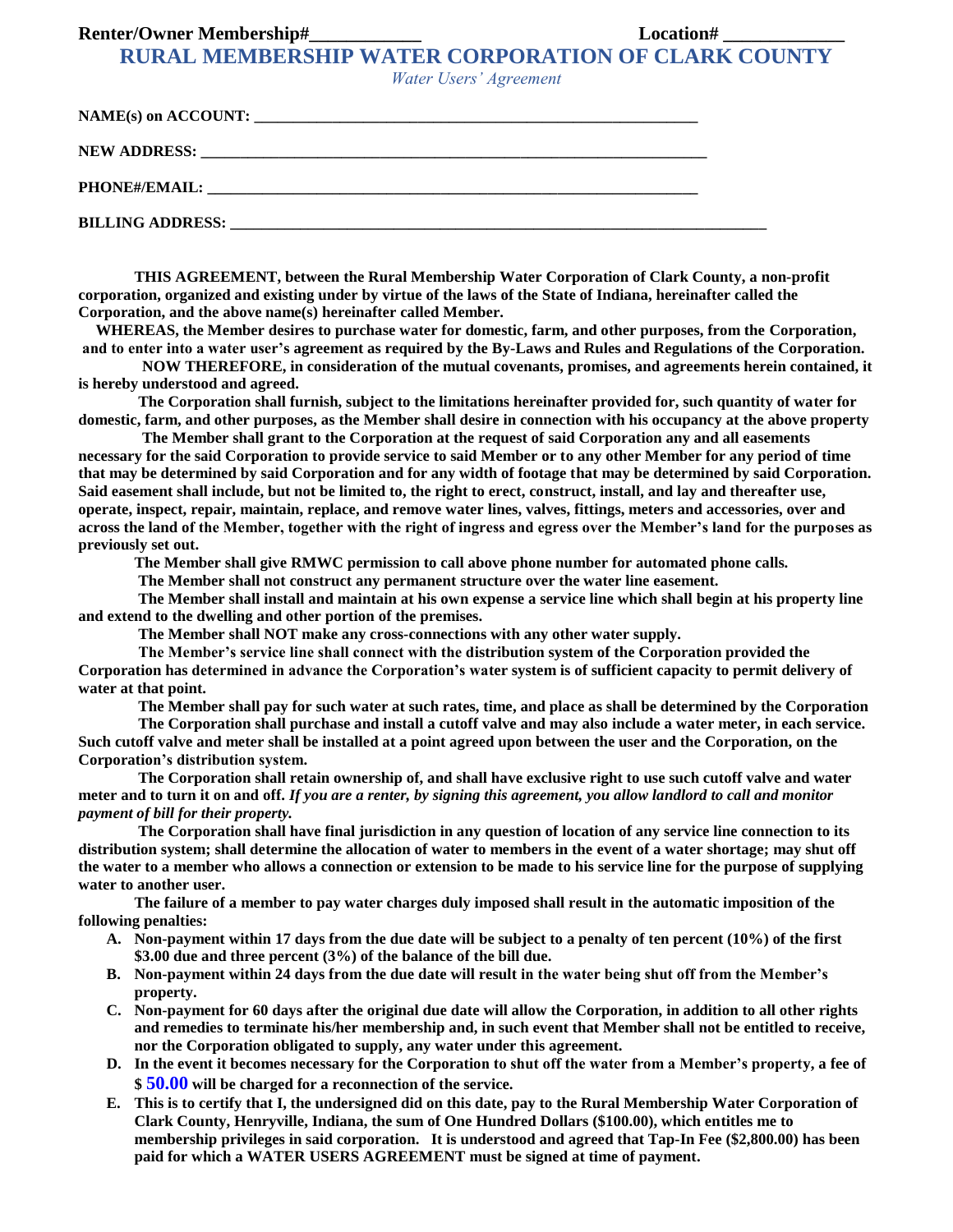**Renter/Owner Membership#\_\_\_\_\_\_\_\_\_\_\_\_ Location# \_\_\_\_\_\_\_\_\_\_\_\_\_**

# RURAL MEMBERSHIP WATER CORPORATION OF CLARK COUNTY

*Water Users' Agreement*

**NAME(s) on ACCOUNT: \_\_\_\_\_\_\_\_\_\_\_\_\_\_\_\_\_\_\_\_\_\_\_\_\_\_\_\_\_\_\_\_\_\_\_\_\_\_\_\_\_\_\_\_\_\_\_\_\_\_\_\_\_\_\_\_\_\_**

**NEW ADDRESS: \_\_\_\_\_\_\_\_\_\_\_\_\_\_\_\_\_\_\_\_\_\_\_\_\_\_\_\_\_\_\_\_\_\_\_\_\_\_\_\_\_\_\_\_\_\_\_\_\_\_\_\_\_\_\_\_\_\_\_\_\_\_\_\_**

**PHONE#/EMAIL: \_\_\_\_\_\_\_\_\_\_\_\_\_\_\_\_\_\_\_\_\_\_\_\_\_\_\_\_\_\_\_\_\_\_\_\_\_\_\_\_\_\_\_\_\_\_\_\_\_\_\_\_\_\_\_\_\_\_\_\_\_\_**

**BILLING ADDRESS: \_\_\_\_\_\_\_\_\_\_\_\_\_\_\_\_\_\_\_\_\_\_\_\_\_\_\_\_\_\_\_\_\_\_\_\_\_\_\_\_\_\_\_\_\_\_\_\_\_\_\_\_\_\_\_\_\_\_\_\_\_\_\_\_\_\_\_\_\_\_**

**THIS AGREEMENT, between the Rural Membership Water Corporation of Clark County, a non-profit corporation, organized and existing under by virtue of the laws of the State of Indiana, hereinafter called the Corporation, and the above name(s) hereinafter called Member.**

**WHEREAS, the Member desires to purchase water for domestic, farm, and other purposes, from the Corporation, and to enter into a water user's agreement as required by the By-Laws and Rules and Regulations of the Corporation.**

**NOW THEREFORE, in consideration of the mutual covenants, promises, and agreements herein contained, it is hereby understood and agreed.**

**The Corporation shall furnish, subject to the limitations hereinafter provided for, such quantity of water for domestic, farm, and other purposes, as the Member shall desire in connection with his occupancy at the above property**

**The Member shall grant to the Corporation at the request of said Corporation any and all easements necessary for the said Corporation to provide service to said Member or to any other Member for any period of time that may be determined by said Corporation and for any width of footage that may be determined by said Corporation. Said easement shall include, but not be limited to, the right to erect, construct, install, and lay and thereafter use, operate, inspect, repair, maintain, replace, and remove water lines, valves, fittings, meters and accessories, over and across the land of the Member, together with the right of ingress and egress over the Member's land for the purposes as previously set out.**

**The Member shall give RMWC permission to call above phone number for automated phone calls.**

**The Member shall not construct any permanent structure over the water line easement.**

**The Member shall install and maintain at his own expense a service line which shall begin at his property line and extend to the dwelling and other portion of the premises.**

**The Member shall NOT make any cross-connections with any other water supply.**

**The Member's service line shall connect with the distribution system of the Corporation provided the Corporation has determined in advance the Corporation's water system is of sufficient capacity to permit delivery of water at that point.**

**The Member shall pay for such water at such rates, time, and place as shall be determined by the Corporation**

**The Corporation shall purchase and install a cutoff valve and may also include a water meter, in each service. Such cutoff valve and meter shall be installed at a point agreed upon between the user and the Corporation, on the Corporation's distribution system.**

**The Corporation shall retain ownership of, and shall have exclusive right to use such cutoff valve and water meter and to turn it on and off.** ***If you are a renter, by signing this agreement, you allow landlord to call and monitor payment of bill for their property.***

**The Corporation shall have final jurisdiction in any question of location of any service line connection to its distribution system; shall determine the allocation of water to members in the event of a water shortage; may shut off the water to a member who allows a connection or extension to be made to his service line for the purpose of supplying water to another user.**

**The failure of a member to pay water charges duly imposed shall result in the automatic imposition of the following penalties:**

- **A. Non-payment within 17 days from the due date will be subject to a penalty of ten percent (10%) of the first $3.00 due and three percent (3%) of the balance of the bill due.**
- **B. Non-payment within 24 days from the due date will result in the water being shut off from the Member's property.**
- **C. Non-payment for 60 days after the original due date will allow the Corporation, in addition to all other rights and remedies to terminate his/her membership and, in such event that Member shall not be entitled to receive, nor the Corporation obligated to supply, any water under this agreement.**
- **D. In the event it becomes necessary for the Corporation to shut off the water from a Member's property, a fee of $ 50.00 will be charged for a reconnection of the service.**
- **E. This is to certify that I, the undersigned did on this date, pay to the Rural Membership Water Corporation of Clark County, Henryville, Indiana, the sum of One Hundred Dollars ($100.00), which entitles me to membership privileges in said corporation. It is understood and agreed that Tap-In Fee ($2,800.00) has been paid for which a WATER USERS AGREEMENT must be signed at time of payment.**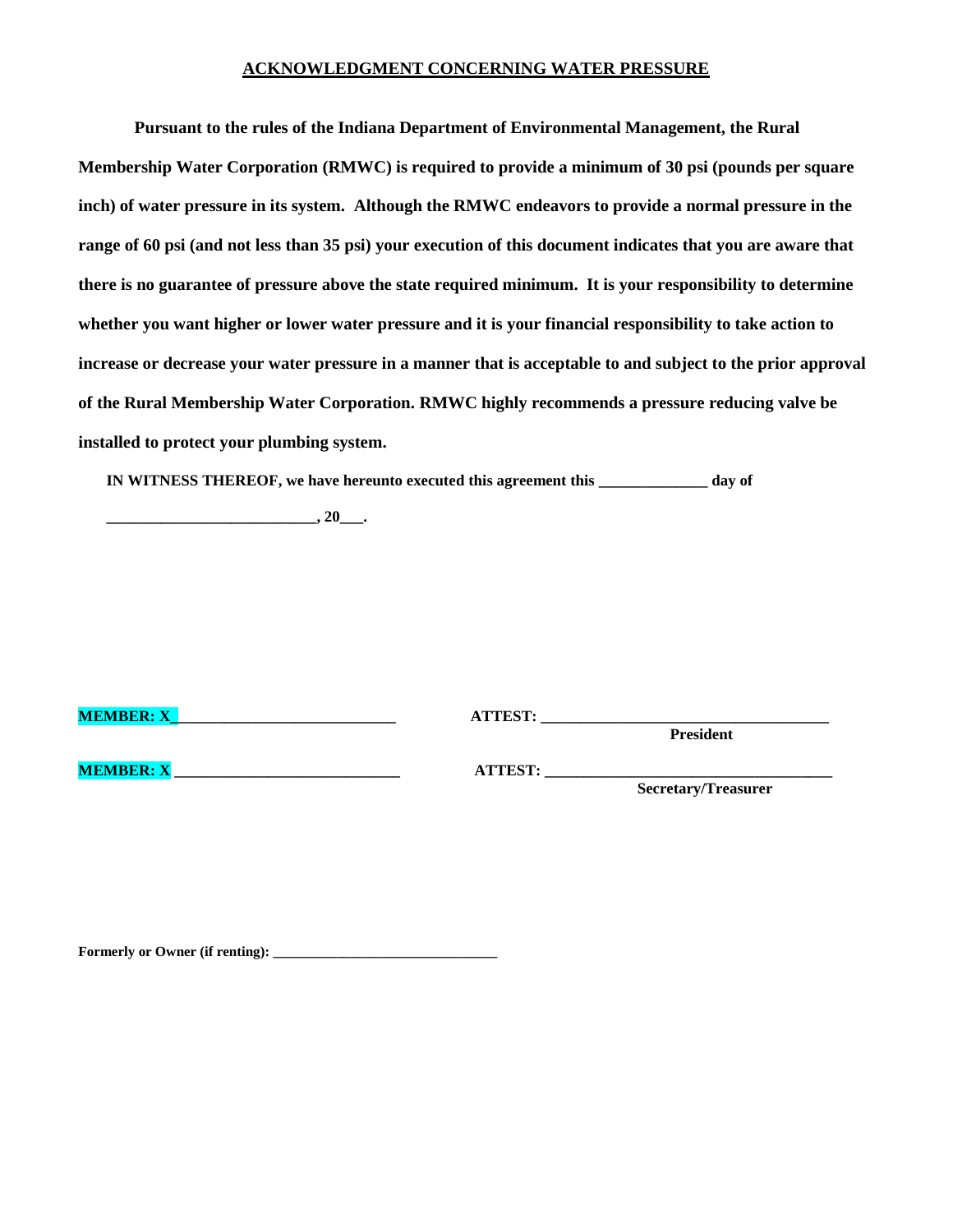## ACKNOWLEDGMENT CONCERNING WATER PRESSURE

**Pursuant to the rules of the Indiana Department of Environmental Management, the Rural Membership Water Corporation (RMWC) is required to provide a minimum of 30 psi (pounds per square inch) of water pressure in its system. Although the RMWC endeavors to provide a normal pressure in the range of 60 psi (and not less than 35 psi) your execution of this document indicates that you are aware that there is no guarantee of pressure above the state required minimum. It is your responsibility to determine whether you want higher or lower water pressure and it is your financial responsibility to take action to increase or decrease your water pressure in a manner that is acceptable to and subject to the prior approval of the Rural Membership Water Corporation. RMWC highly recommends a pressure reducing valve be installed to protect your plumbing system.**

**IN WITNESS THEREOF, we have hereunto executed this agreement this ______________ day of ___________________________, 20___.**

**MEMBER: X____________________________**

**MEMBER: X ____________________________**

**ATTEST: ____________________________________**
**President**

**ATTEST: ____________________________________**
**Secretary/Treasurer**

**Formerly or Owner (if renting): ________________________________**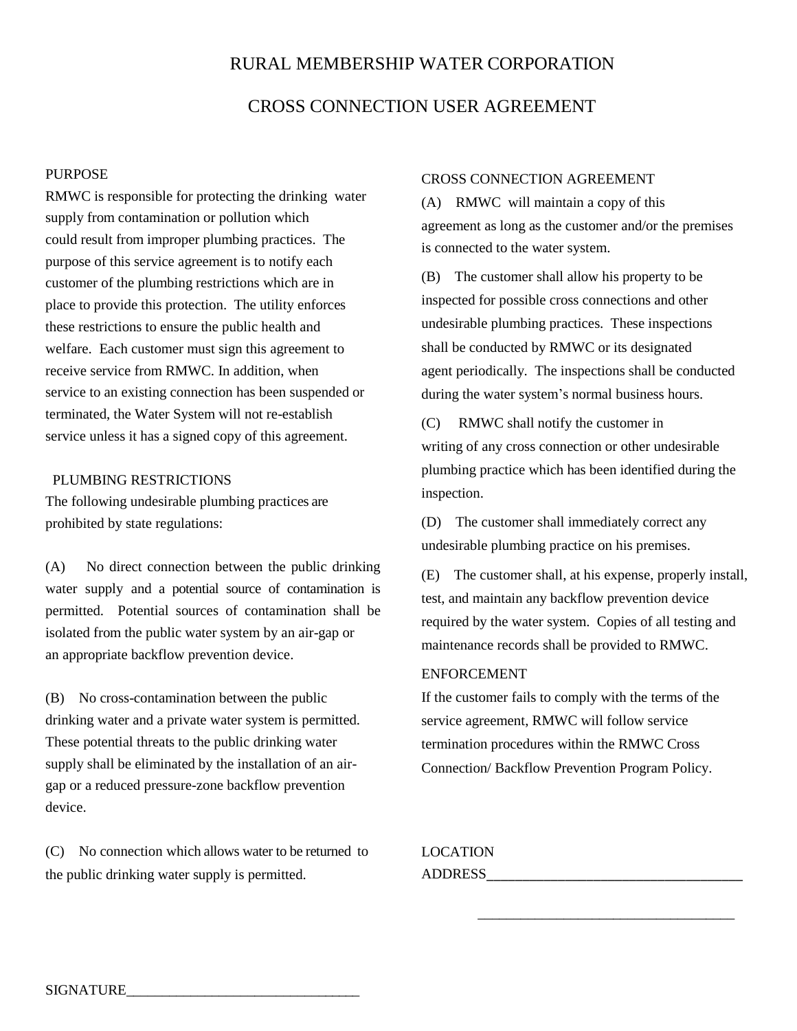# RURAL MEMBERSHIP WATER CORPORATION

## CROSS CONNECTION USER AGREEMENT

### PURPOSE

RMWC is responsible for protecting the drinking water supply from contamination or pollution which could result from improper plumbing practices. The purpose of this service agreement is to notify each customer of the plumbing restrictions which are in place to provide this protection. The utility enforces these restrictions to ensure the public health and welfare. Each customer must sign this agreement to receive service from RMWC. In addition, when service to an existing connection has been suspended or terminated, the Water System will not re-establish service unless it has a signed copy of this agreement.

### PLUMBING RESTRICTIONS

The following undesirable plumbing practices are prohibited by state regulations:

(A) No direct connection between the public drinking water supply and a potential source of contamination is permitted. Potential sources of contamination shall be isolated from the public water system by an air-gap or an appropriate backflow prevention device.

(B) No cross-contamination between the public drinking water and a private water system is permitted. These potential threats to the public drinking water supply shall be eliminated by the installation of an air-gap or a reduced pressure-zone backflow prevention device.

(C) No connection which allows water to be returned to the public drinking water supply is permitted.

### CROSS CONNECTION AGREEMENT

(A) RMWC will maintain a copy of this agreement as long as the customer and/or the premises is connected to the water system.

(B) The customer shall allow his property to be inspected for possible cross connections and other undesirable plumbing practices. These inspections shall be conducted by RMWC or its designated agent periodically. The inspections shall be conducted during the water system's normal business hours.

(C) RMWC shall notify the customer in writing of any cross connection or other undesirable plumbing practice which has been identified during the inspection.

(D) The customer shall immediately correct any undesirable plumbing practice on his premises.

(E) The customer shall, at his expense, properly install, test, and maintain any backflow prevention device required by the water system. Copies of all testing and maintenance records shall be provided to RMWC.

### ENFORCEMENT

If the customer fails to comply with the terms of the service agreement, RMWC will follow service termination procedures within the RMWC Cross Connection/ Backflow Prevention Program Policy.

LOCATION ADDRESS____________________________________

____________________________________

SIGNATURE_________________________________